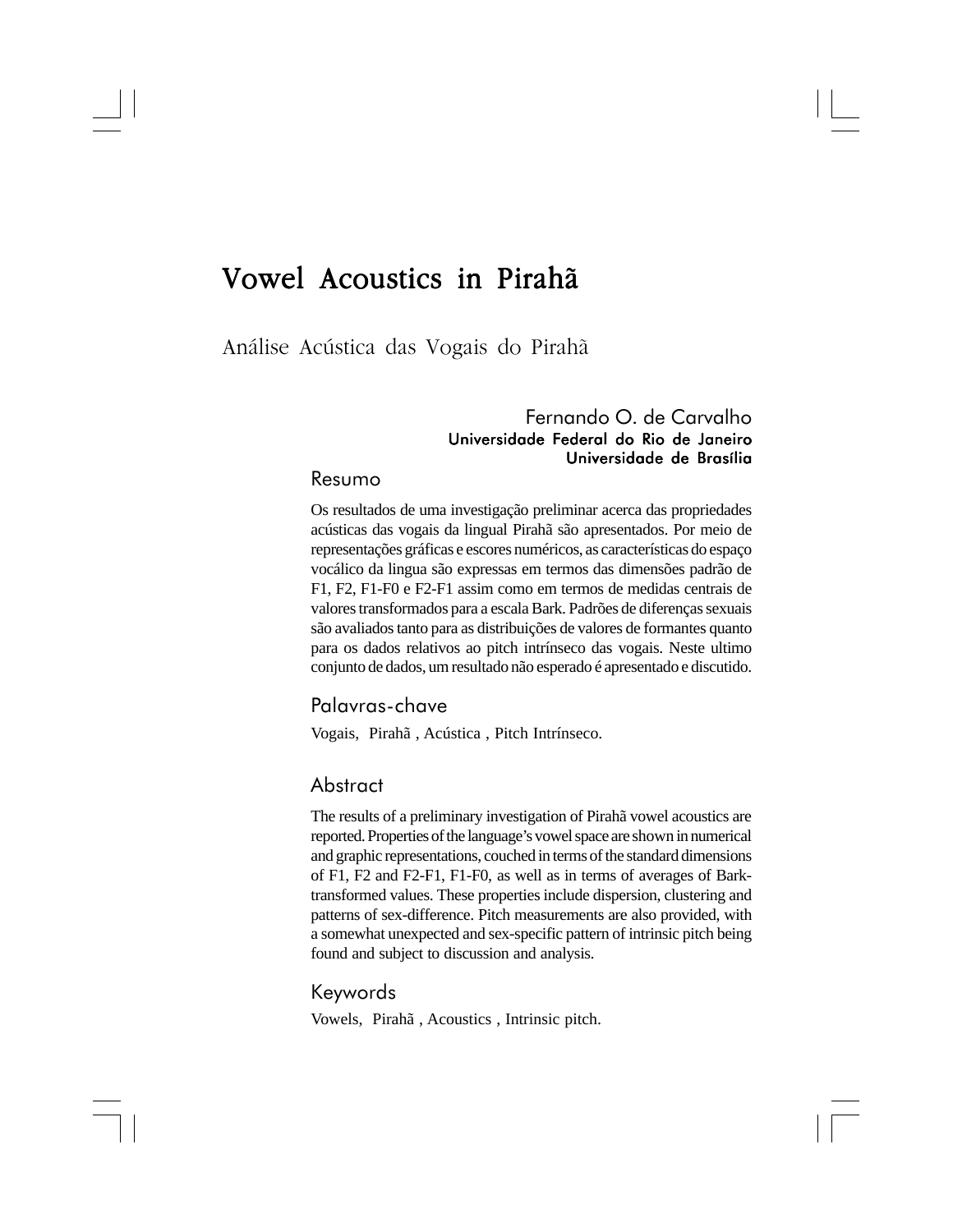# Vowel Acoustics in Pirahã

## Análise Acústica das Vogais do Pirahã

Fernando O. de Carvalho
**Universidade Federal do Rio de Janeiro**
**Universidade de Brasília**

### Resumo

Os resultados de uma investigação preliminar acerca das propriedades acústicas das vogais da lingual Pirahã são apresentados. Por meio de representações gráficas e escores numéricos, as características do espaço vocálico da lingua são expressas em termos das dimensões padrão de F1, F2, F1-F0 e F2-F1 assim como em termos de medidas centrais de valores transformados para a escala Bark. Padrões de diferenças sexuais são avaliados tanto para as distribuições de valores de formantes quanto para os dados relativos ao pitch intrínseco das vogais. Neste ultimo conjunto de dados, um resultado não esperado é apresentado e discutido.

### Palavras-chave

Vogais, Pirahã , Acústica , Pitch Intrínseco.

### Abstract

The results of a preliminary investigation of Pirahã vowel acoustics are reported. Properties of the language's vowel space are shown in numerical and graphic representations, couched in terms of the standard dimensions of F1, F2 and F2-F1, F1-F0, as well as in terms of averages of Bark-transformed values. These properties include dispersion, clustering and patterns of sex-difference. Pitch measurements are also provided, with a somewhat unexpected and sex-specific pattern of intrinsic pitch being found and subject to discussion and analysis.

### Keywords

Vowels, Pirahã , Acoustics , Intrinsic pitch.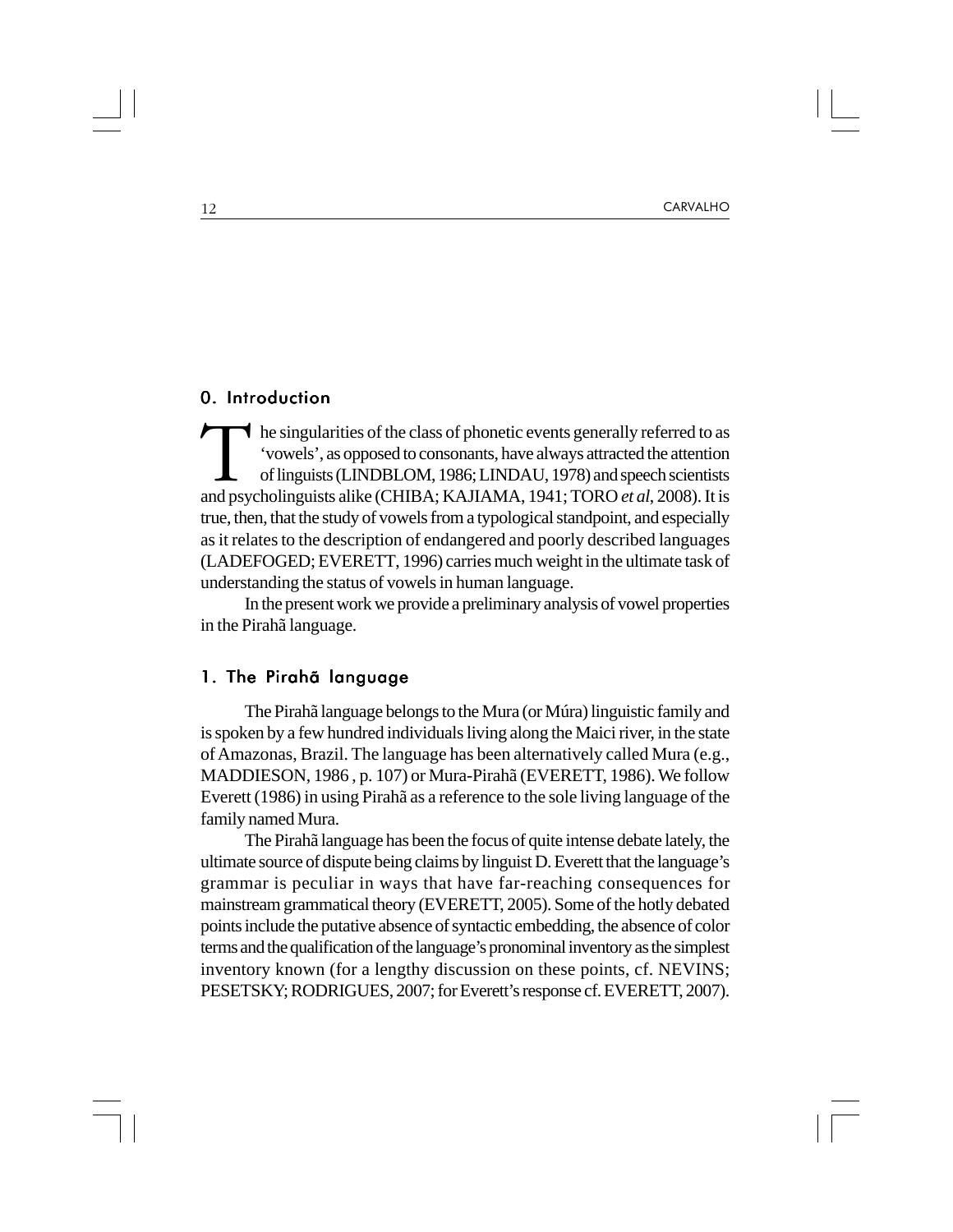## 0. Introduction

The singularities of the class of phonetic events generally referred to as 'vowels', as opposed to consonants, have always attracted the attention of linguists (LINDBLOM, 1986; LINDAU, 1978) and speech scientists and psycholinguists alike (CHIBA; KAJIAMA, 1941; TORO *et al*, 2008). It is true, then, that the study of vowels from a typological standpoint, and especially as it relates to the description of endangered and poorly described languages (LADEFOGED; EVERETT, 1996) carries much weight in the ultimate task of understanding the status of vowels in human language.

In the present work we provide a preliminary analysis of vowel properties in the Pirahã language.

## 1. The Pirahã language

The Pirahã language belongs to the Mura (or Múra) linguistic family and is spoken by a few hundred individuals living along the Maici river, in the state of Amazonas, Brazil. The language has been alternatively called Mura (e.g., MADDIESON, 1986 , p. 107) or Mura-Pirahã (EVERETT, 1986). We follow Everett (1986) in using Pirahã as a reference to the sole living language of the family named Mura.

The Pirahã language has been the focus of quite intense debate lately, the ultimate source of dispute being claims by linguist D. Everett that the language's grammar is peculiar in ways that have far-reaching consequences for mainstream grammatical theory (EVERETT, 2005). Some of the hotly debated points include the putative absence of syntactic embedding, the absence of color terms and the qualification of the language's pronominal inventory as the simplest inventory known (for a lengthy discussion on these points, cf. NEVINS; PESETSKY; RODRIGUES, 2007; for Everett's response cf. EVERETT, 2007).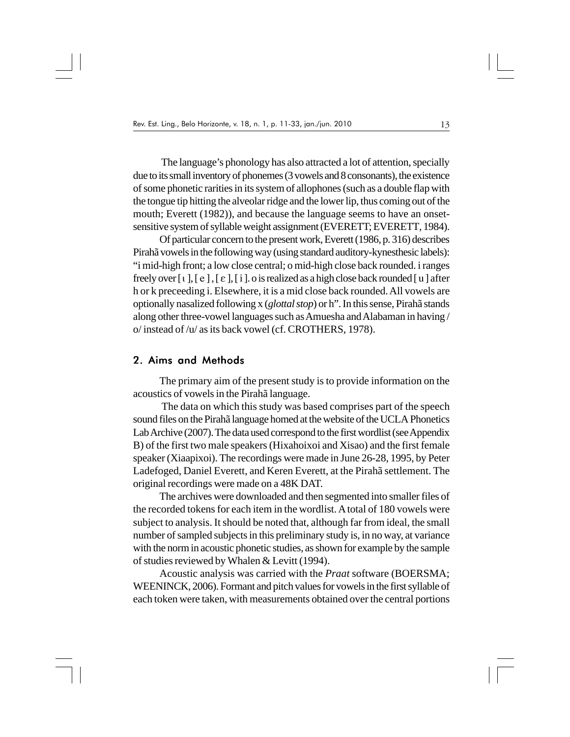The language's phonology has also attracted a lot of attention, specially due to its small inventory of phonemes (3 vowels and 8 consonants), the existence of some phonetic rarities in its system of allophones (such as a double flap with the tongue tip hitting the alveolar ridge and the lower lip, thus coming out of the mouth; Everett (1982)), and because the language seems to have an onset-sensitive system of syllable weight assignment (EVERETT; EVERETT, 1984).

Of particular concern to the present work, Everett (1986, p. 316) describes Pirahã vowels in the following way (using standard auditory-kynesthesic labels): "i mid-high front; a low close central; o mid-high close back rounded. i ranges freely over [ ɩ ], [ e ], [ ɛ ], [ i ]. o is realized as a high close back rounded [ u ] after h or k preceeding i. Elsewhere, it is a mid close back rounded. All vowels are optionally nasalized following x (*glottal stop*) or h". In this sense, Pirahã stands along other three-vowel languages such as Amuesha and Alabaman in having /o/ instead of /u/ as its back vowel (cf. CROTHERS, 1978).

## 2. Aims and Methods

The primary aim of the present study is to provide information on the acoustics of vowels in the Pirahã language.

The data on which this study was based comprises part of the speech sound files on the Pirahã language homed at the website of the UCLA Phonetics Lab Archive (2007). The data used correspond to the first wordlist (see Appendix B) of the first two male speakers (Hixahoixoi and Xisao) and the first female speaker (Xiaapixoi). The recordings were made in June 26-28, 1995, by Peter Ladefoged, Daniel Everett, and Keren Everett, at the Pirahã settlement. The original recordings were made on a 48K DAT.

The archives were downloaded and then segmented into smaller files of the recorded tokens for each item in the wordlist. A total of 180 vowels were subject to analysis. It should be noted that, although far from ideal, the small number of sampled subjects in this preliminary study is, in no way, at variance with the norm in acoustic phonetic studies, as shown for example by the sample of studies reviewed by Whalen & Levitt (1994).

Acoustic analysis was carried with the *Praat* software (BOERSMA; WEENINCK, 2006). Formant and pitch values for vowels in the first syllable of each token were taken, with measurements obtained over the central portions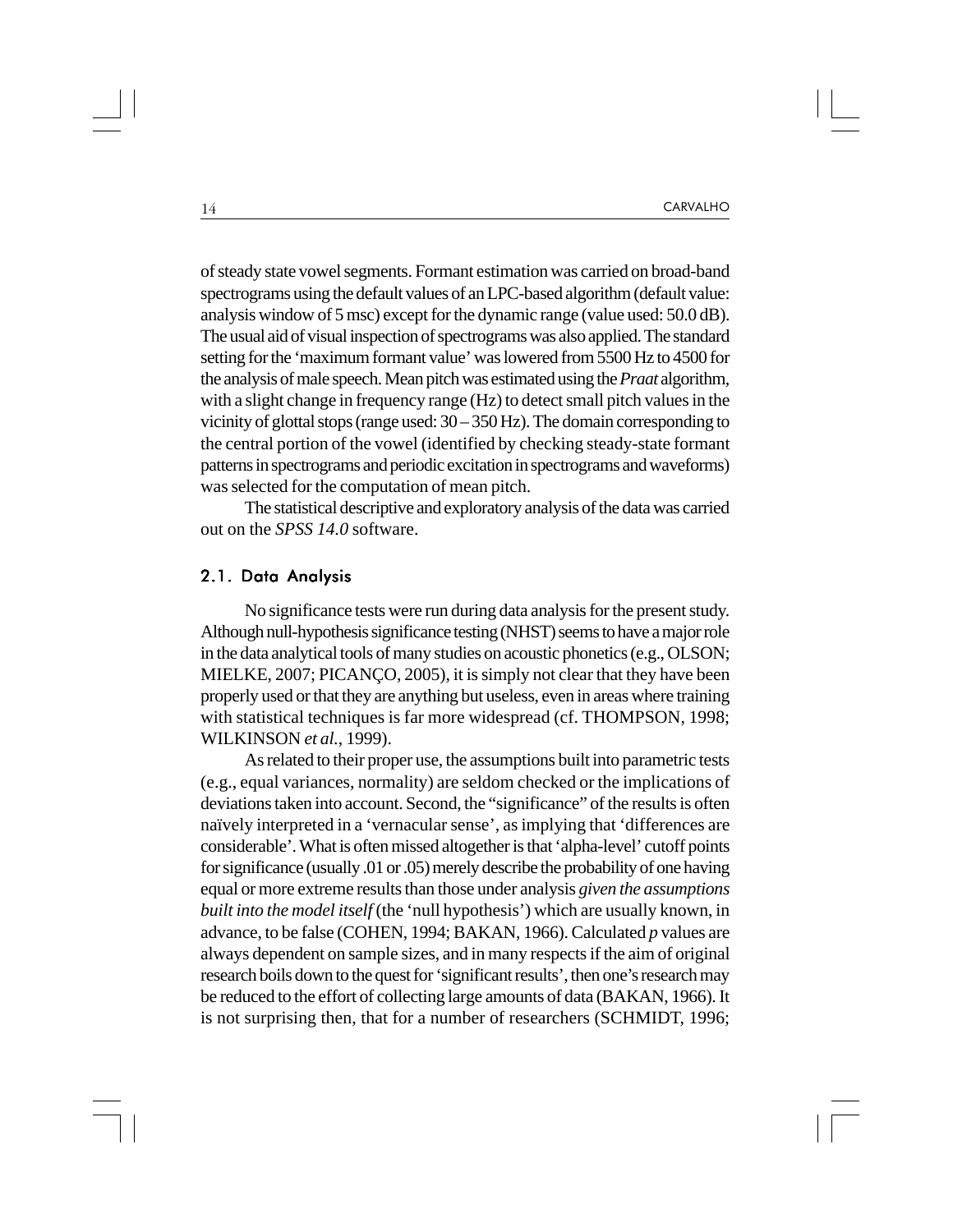of steady state vowel segments. Formant estimation was carried on broad-band spectrograms using the default values of an LPC-based algorithm (default value: analysis window of 5 msc) except for the dynamic range (value used: 50.0 dB). The usual aid of visual inspection of spectrograms was also applied. The standard setting for the 'maximum formant value' was lowered from 5500 Hz to 4500 for the analysis of male speech. Mean pitch was estimated using the *Praat* algorithm, with a slight change in frequency range (Hz) to detect small pitch values in the vicinity of glottal stops (range used: 30 – 350 Hz). The domain corresponding to the central portion of the vowel (identified by checking steady-state formant patterns in spectrograms and periodic excitation in spectrograms and waveforms) was selected for the computation of mean pitch.

The statistical descriptive and exploratory analysis of the data was carried out on the *SPSS 14.0* software.

## 2.1. Data Analysis

No significance tests were run during data analysis for the present study. Although null-hypothesis significance testing (NHST) seems to have a major role in the data analytical tools of many studies on acoustic phonetics (e.g., OLSON; MIELKE, 2007; PICANÇO, 2005), it is simply not clear that they have been properly used or that they are anything but useless, even in areas where training with statistical techniques is far more widespread (cf. THOMPSON, 1998; WILKINSON *et al.*, 1999).

As related to their proper use, the assumptions built into parametric tests (e.g., equal variances, normality) are seldom checked or the implications of deviations taken into account. Second, the "significance" of the results is often naïvely interpreted in a 'vernacular sense', as implying that 'differences are considerable'. What is often missed altogether is that 'alpha-level' cutoff points for significance (usually .01 or .05) merely describe the probability of one having equal or more extreme results than those under analysis *given the assumptions built into the model itself* (the 'null hypothesis') which are usually known, in advance, to be false (COHEN, 1994; BAKAN, 1966). Calculated *p* values are always dependent on sample sizes, and in many respects if the aim of original research boils down to the quest for 'significant results', then one's research may be reduced to the effort of collecting large amounts of data (BAKAN, 1966). It is not surprising then, that for a number of researchers (SCHMIDT, 1996;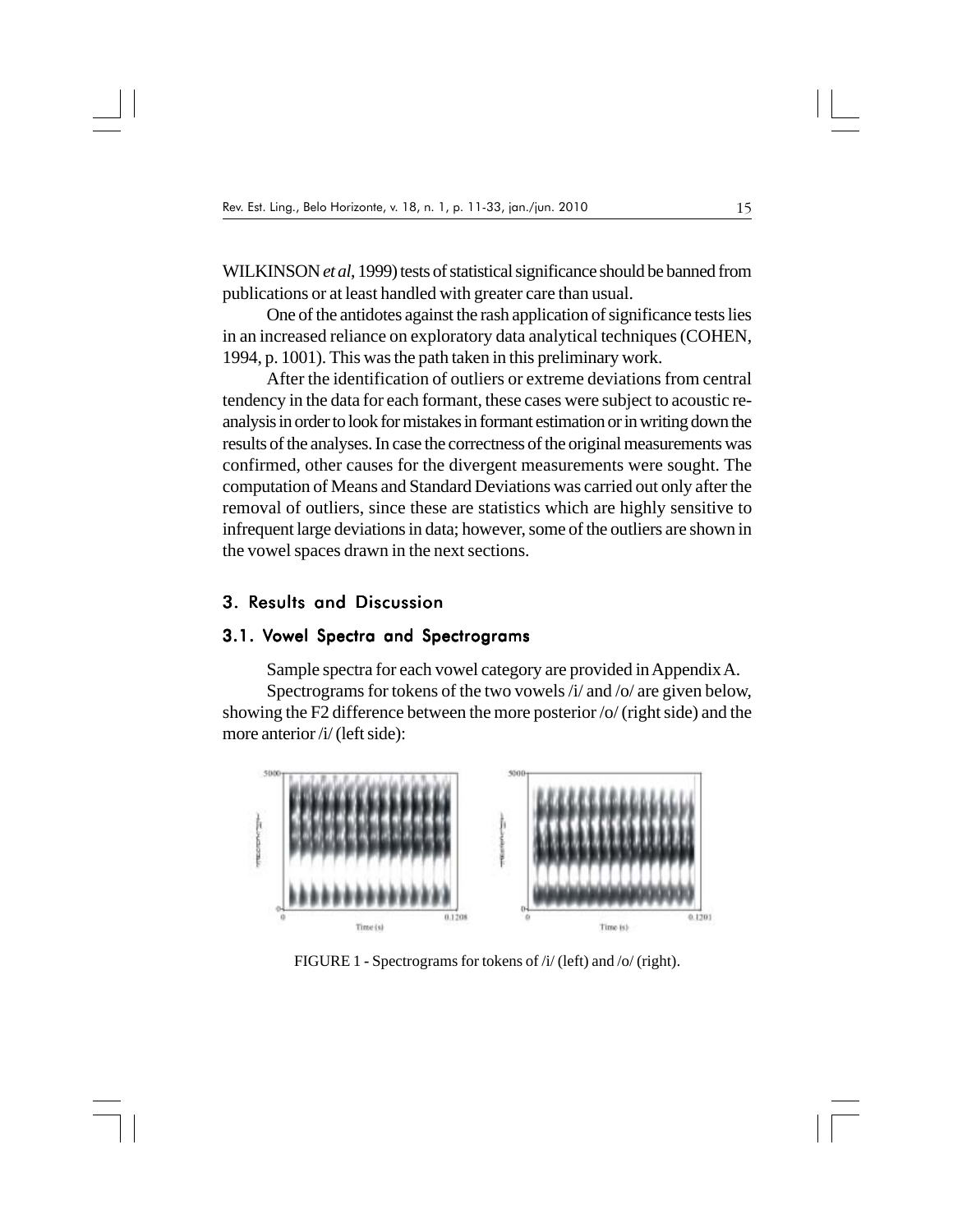WILKINSON *et al*, 1999) tests of statistical significance should be banned from publications or at least handled with greater care than usual.

One of the antidotes against the rash application of significance tests lies in an increased reliance on exploratory data analytical techniques (COHEN, 1994, p. 1001). This was the path taken in this preliminary work.

After the identification of outliers or extreme deviations from central tendency in the data for each formant, these cases were subject to acoustic re-analysis in order to look for mistakes in formant estimation or in writing down the results of the analyses. In case the correctness of the original measurements was confirmed, other causes for the divergent measurements were sought. The computation of Means and Standard Deviations was carried out only after the removal of outliers, since these are statistics which are highly sensitive to infrequent large deviations in data; however, some of the outliers are shown in the vowel spaces drawn in the next sections.

## 3. Results and Discussion

### 3.1. Vowel Spectra and Spectrograms

Sample spectra for each vowel category are provided in Appendix A.

Spectrograms for tokens of the two vowels /i/ and /o/ are given below, showing the F2 difference between the more posterior /o/ (right side) and the more anterior /i/ (left side):

FIGURE 1 - Spectrograms for tokens of /i/ (left) and /o/ (right).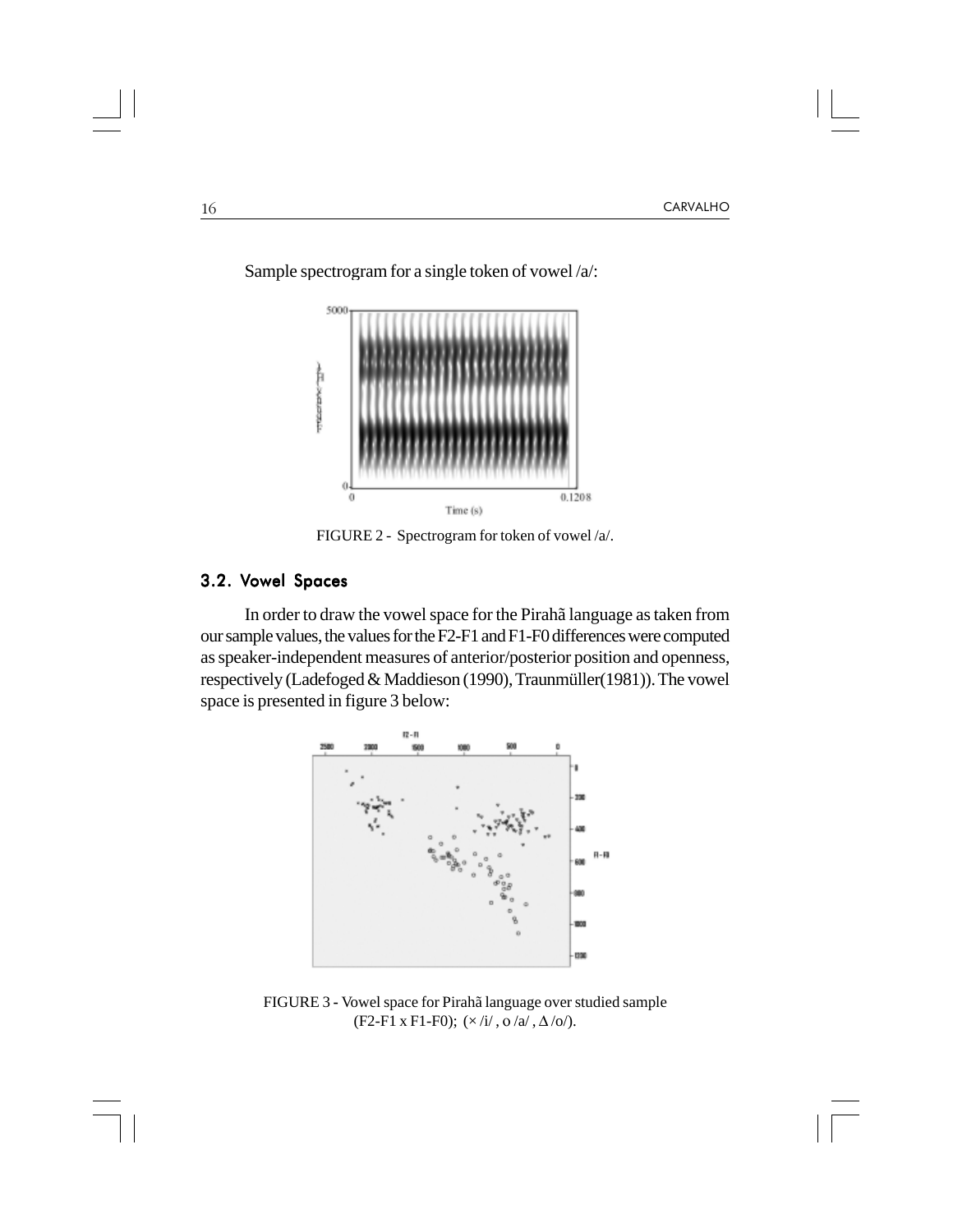Sample spectrogram for a single token of vowel /a/:

FIGURE 2 - Spectrogram for token of vowel /a/.

## 3.2. Vowel Spaces

In order to draw the vowel space for the Pirahã language as taken from our sample values, the values for the F2-F1 and F1-F0 differences were computed as speaker-independent measures of anterior/posterior position and openness, respectively (Ladefoged & Maddieson (1990), Traunmüller(1981)). The vowel space is presented in figure 3 below:

FIGURE 3 - Vowel space for Pirahã language over studied sample (F2-F1 x F1-F0); (× /i/ , o /a/ , Δ /o/).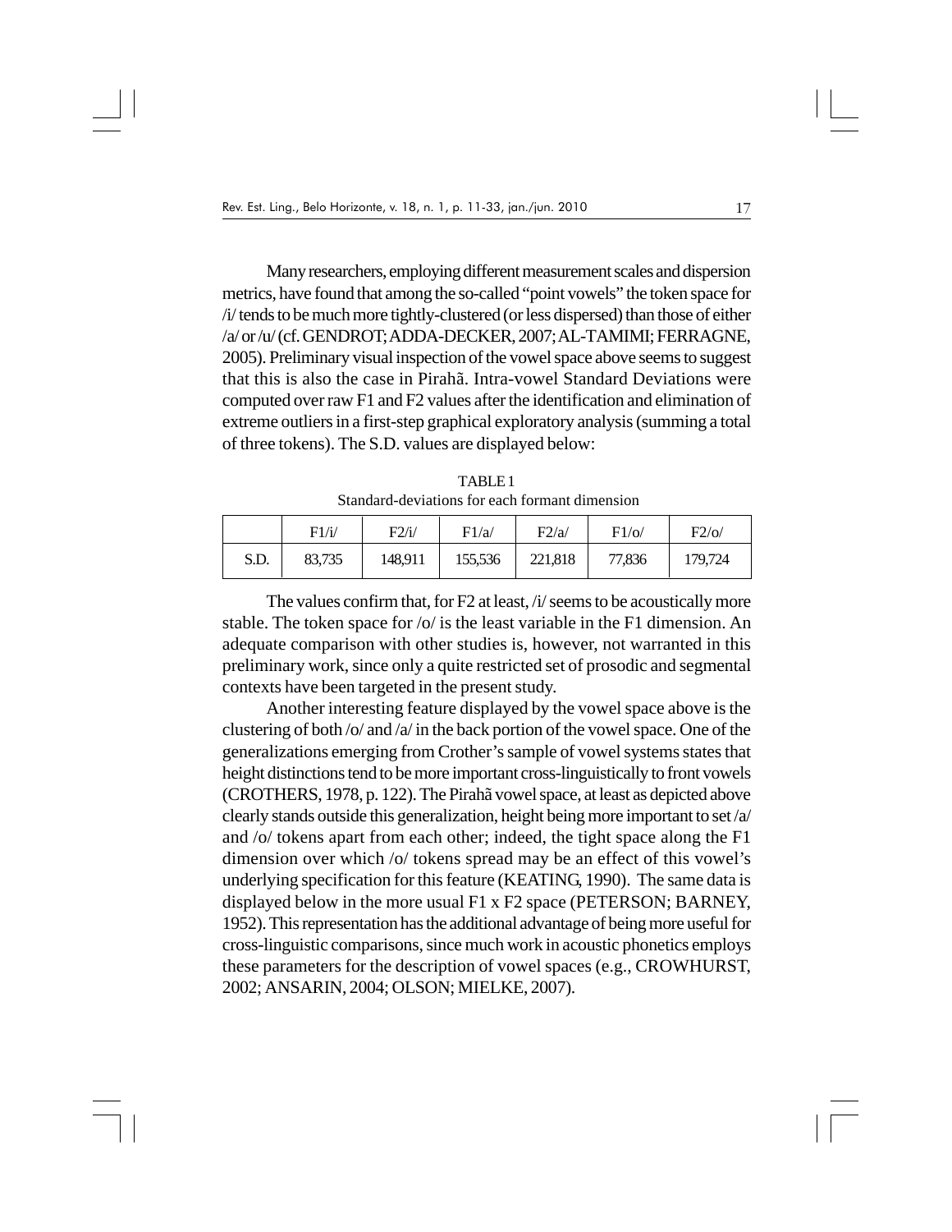Many researchers, employing different measurement scales and dispersion metrics, have found that among the so-called "point vowels" the token space for /i/ tends to be much more tightly-clustered (or less dispersed) than those of either /a/ or /u/ (cf. GENDROT; ADDA-DECKER, 2007; AL-TAMIMI; FERRAGNE, 2005). Preliminary visual inspection of the vowel space above seems to suggest that this is also the case in Pirahã. Intra-vowel Standard Deviations were computed over raw F1 and F2 values after the identification and elimination of extreme outliers in a first-step graphical exploratory analysis (summing a total of three tokens). The S.D. values are displayed below:

TABLE 1
Standard-deviations for each formant dimension

| | F1/i/ | F2/i/ | F1/a/ | F2/a/ | F1/o/ | F2/o/ |
|---|---|---|---|---|---|---|
| S.D. | 83,735 | 148,911 | 155,536 | 221,818 | 77,836 | 179,724 |

The values confirm that, for F2 at least, /i/ seems to be acoustically more stable. The token space for /o/ is the least variable in the F1 dimension. An adequate comparison with other studies is, however, not warranted in this preliminary work, since only a quite restricted set of prosodic and segmental contexts have been targeted in the present study.

Another interesting feature displayed by the vowel space above is the clustering of both /o/ and /a/ in the back portion of the vowel space. One of the generalizations emerging from Crother's sample of vowel systems states that height distinctions tend to be more important cross-linguistically to front vowels (CROTHERS, 1978, p. 122). The Pirahã vowel space, at least as depicted above clearly stands outside this generalization, height being more important to set /a/ and /o/ tokens apart from each other; indeed, the tight space along the F1 dimension over which /o/ tokens spread may be an effect of this vowel's underlying specification for this feature (KEATING, 1990). The same data is displayed below in the more usual F1 x F2 space (PETERSON; BARNEY, 1952). This representation has the additional advantage of being more useful for cross-linguistic comparisons, since much work in acoustic phonetics employs these parameters for the description of vowel spaces (e.g., CROWHURST, 2002; ANSARIN, 2004; OLSON; MIELKE, 2007).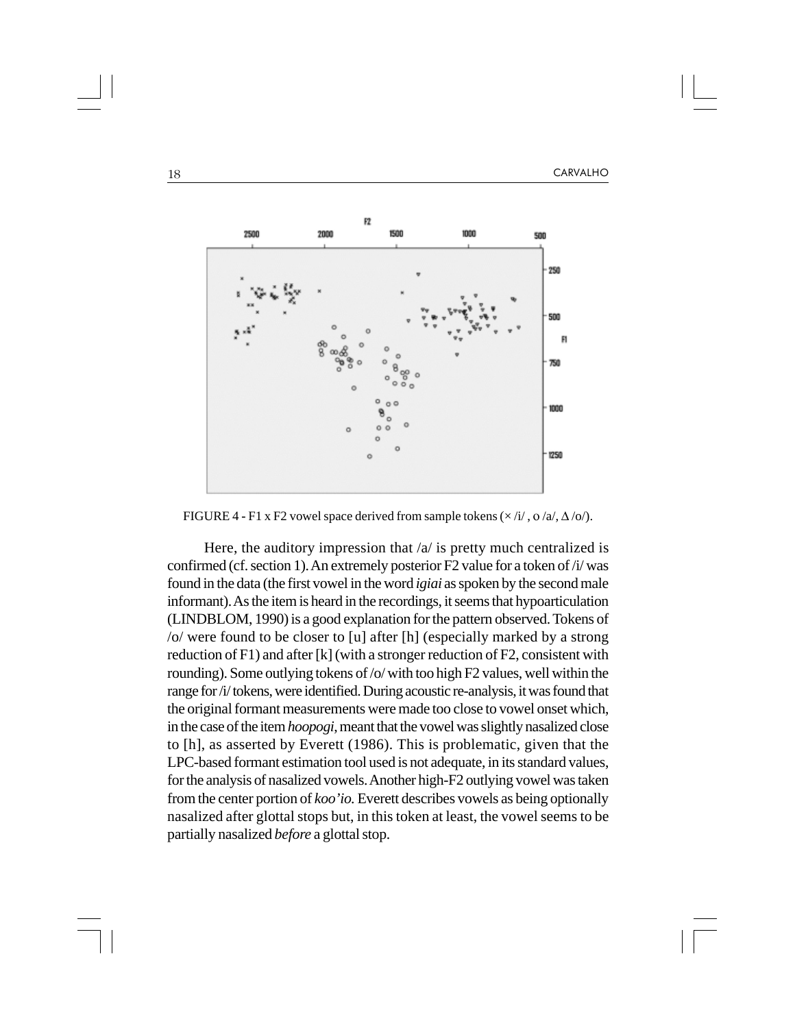FIGURE 4 - F1 x F2 vowel space derived from sample tokens (× /i/ , o /a/, Δ /o/).

Here, the auditory impression that /a/ is pretty much centralized is confirmed (cf. section 1). An extremely posterior F2 value for a token of /i/ was found in the data (the first vowel in the word *igiai* as spoken by the second male informant). As the item is heard in the recordings, it seems that hypoarticulation (LINDBLOM, 1990) is a good explanation for the pattern observed. Tokens of /o/ were found to be closer to [u] after [h] (especially marked by a strong reduction of F1) and after [k] (with a stronger reduction of F2, consistent with rounding). Some outlying tokens of /o/ with too high F2 values, well within the range for /i/ tokens, were identified. During acoustic re-analysis, it was found that the original formant measurements were made too close to vowel onset which, in the case of the item *hoopogi*, meant that the vowel was slightly nasalized close to [h], as asserted by Everett (1986). This is problematic, given that the LPC-based formant estimation tool used is not adequate, in its standard values, for the analysis of nasalized vowels. Another high-F2 outlying vowel was taken from the center portion of *koo'io.* Everett describes vowels as being optionally nasalized after glottal stops but, in this token at least, the vowel seems to be partially nasalized *before* a glottal stop.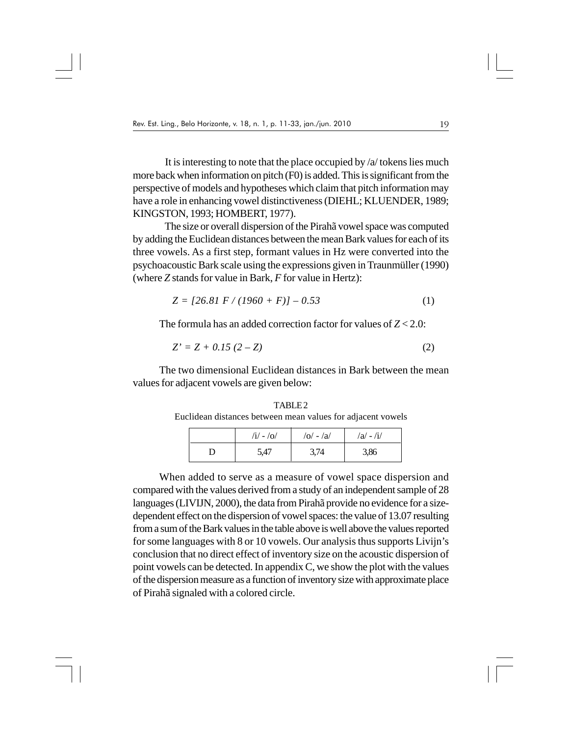It is interesting to note that the place occupied by /a/ tokens lies much more back when information on pitch (F0) is added. This is significant from the perspective of models and hypotheses which claim that pitch information may have a role in enhancing vowel distinctiveness (DIEHL; KLUENDER, 1989; KINGSTON, 1993; HOMBERT, 1977).

The size or overall dispersion of the Pirahã vowel space was computed by adding the Euclidean distances between the mean Bark values for each of its three vowels. As a first step, formant values in Hz were converted into the psychoacoustic Bark scale using the expressions given in Traunmüller (1990) (where $Z$ stands for value in Bark, $F$ for value in Hertz):

$$Z = [26.81\ F / (1960 + F)] - 0.53 \tag{1}$$

The formula has an added correction factor for values of $Z < 2.0$:

$$Z' = Z + 0.15\ (2 - Z) \tag{2}$$

The two dimensional Euclidean distances in Bark between the mean values for adjacent vowels are given below:

TABLE 2
Euclidean distances between mean values for adjacent vowels

| | /i/ - /o/ | /o/ - /a/ | /a/ - /i/ |
|---|---|---|---|
| D | 5,47 | 3,74 | 3,86 |

When added to serve as a measure of vowel space dispersion and compared with the values derived from a study of an independent sample of 28 languages (LIVIJN, 2000), the data from Pirahã provide no evidence for a size-dependent effect on the dispersion of vowel spaces: the value of 13.07 resulting from a sum of the Bark values in the table above is well above the values reported for some languages with 8 or 10 vowels. Our analysis thus supports Livijn's conclusion that no direct effect of inventory size on the acoustic dispersion of point vowels can be detected. In appendix C, we show the plot with the values of the dispersion measure as a function of inventory size with approximate place of Pirahã signaled with a colored circle.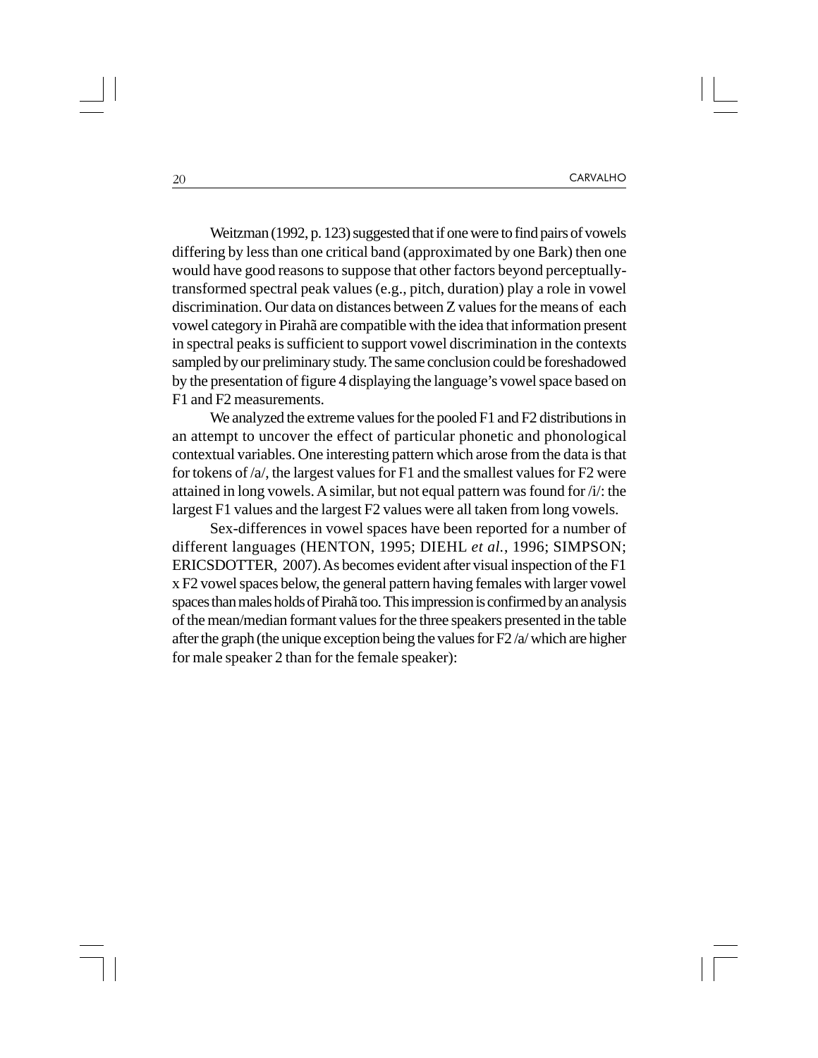Weitzman (1992, p. 123) suggested that if one were to find pairs of vowels differing by less than one critical band (approximated by one Bark) then one would have good reasons to suppose that other factors beyond perceptually-transformed spectral peak values (e.g., pitch, duration) play a role in vowel discrimination. Our data on distances between Z values for the means of each vowel category in Pirahã are compatible with the idea that information present in spectral peaks is sufficient to support vowel discrimination in the contexts sampled by our preliminary study. The same conclusion could be foreshadowed by the presentation of figure 4 displaying the language's vowel space based on F1 and F2 measurements.

We analyzed the extreme values for the pooled F1 and F2 distributions in an attempt to uncover the effect of particular phonetic and phonological contextual variables. One interesting pattern which arose from the data is that for tokens of /a/, the largest values for F1 and the smallest values for F2 were attained in long vowels. A similar, but not equal pattern was found for /i/: the largest F1 values and the largest F2 values were all taken from long vowels.

Sex-differences in vowel spaces have been reported for a number of different languages (HENTON, 1995; DIEHL *et al.*, 1996; SIMPSON; ERICSDOTTER, 2007). As becomes evident after visual inspection of the F1 x F2 vowel spaces below, the general pattern having females with larger vowel spaces than males holds of Pirahã too. This impression is confirmed by an analysis of the mean/median formant values for the three speakers presented in the table after the graph (the unique exception being the values for F2 /a/ which are higher for male speaker 2 than for the female speaker):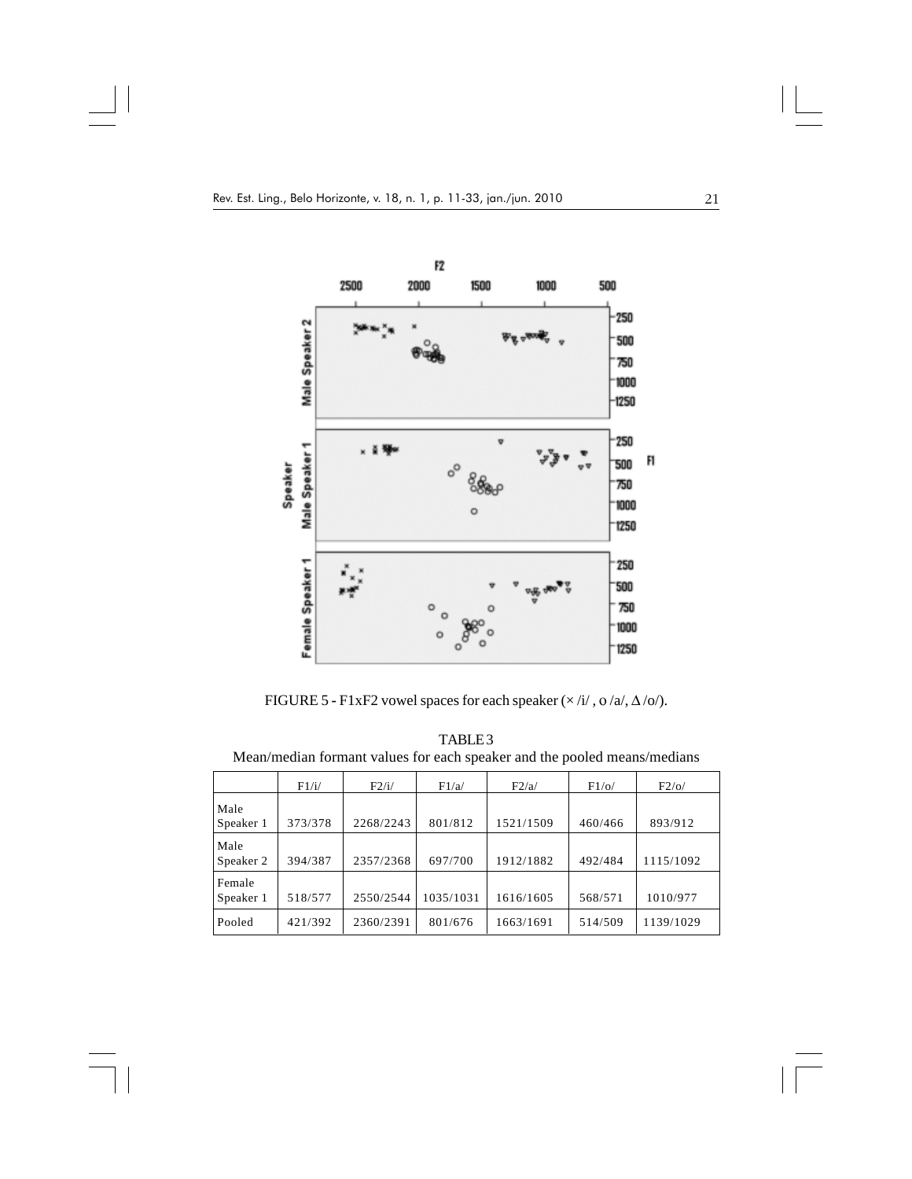FIGURE 5 - F1xF2 vowel spaces for each speaker (× /i/ , o /a/, Δ /o/).

TABLE 3
Mean/median formant values for each speaker and the pooled means/medians

| | F1/i/ | F2/i/ | F1/a/ | F2/a/ | F1/o/ | F2/o/ |
|---|---|---|---|---|---|---|
| Male Speaker 1 | 373/378 | 2268/2243 | 801/812 | 1521/1509 | 460/466 | 893/912 |
| Male Speaker 2 | 394/387 | 2357/2368 | 697/700 | 1912/1882 | 492/484 | 1115/1092 |
| Female Speaker 1 | 518/577 | 2550/2544 | 1035/1031 | 1616/1605 | 568/571 | 1010/977 |
| Pooled | 421/392 | 2360/2391 | 801/676 | 1663/1691 | 514/509 | 1139/1029 |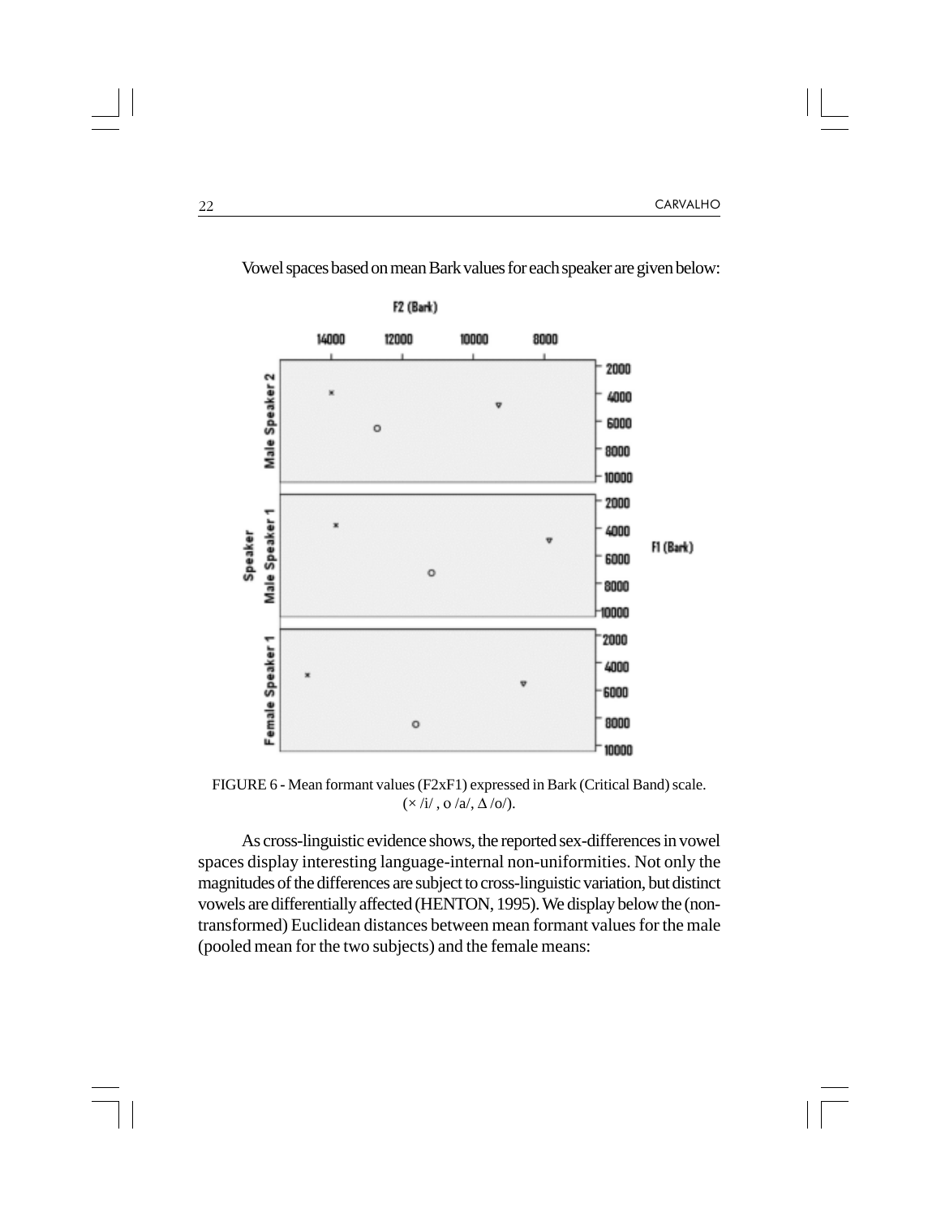Vowel spaces based on mean Bark values for each speaker are given below:

FIGURE 6 - Mean formant values (F2xF1) expressed in Bark (Critical Band) scale. (× /i/ , o /a/, Δ /o/).

As cross-linguistic evidence shows, the reported sex-differences in vowel spaces display interesting language-internal non-uniformities. Not only the magnitudes of the differences are subject to cross-linguistic variation, but distinct vowels are differentially affected (HENTON, 1995). We display below the (non-transformed) Euclidean distances between mean formant values for the male (pooled mean for the two subjects) and the female means: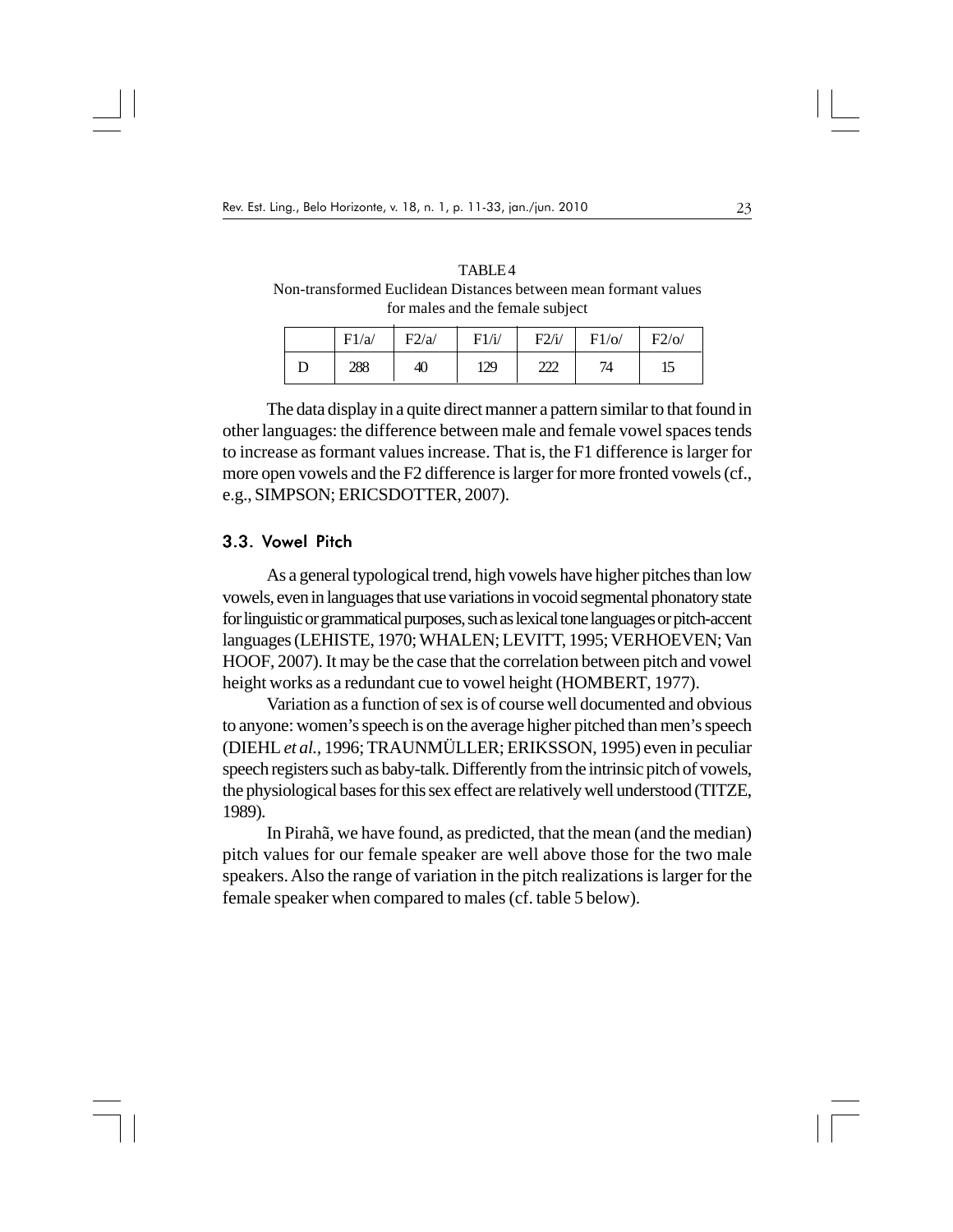TABLE 4
Non-transformed Euclidean Distances between mean formant values for males and the female subject

| | F1/a/ | F2/a/ | F1/i/ | F2/i/ | F1/o/ | F2/o/ |
|---|---|---|---|---|---|---|
| D | 288 | 40 | 129 | 222 | 74 | 15 |

The data display in a quite direct manner a pattern similar to that found in other languages: the difference between male and female vowel spaces tends to increase as formant values increase. That is, the F1 difference is larger for more open vowels and the F2 difference is larger for more fronted vowels (cf., e.g., SIMPSON; ERICSDOTTER, 2007).

### 3.3. Vowel Pitch

As a general typological trend, high vowels have higher pitches than low vowels, even in languages that use variations in vocoid segmental phonatory state for linguistic or grammatical purposes, such as lexical tone languages or pitch-accent languages (LEHISTE, 1970; WHALEN; LEVITT, 1995; VERHOEVEN; Van HOOF, 2007). It may be the case that the correlation between pitch and vowel height works as a redundant cue to vowel height (HOMBERT, 1977).

Variation as a function of sex is of course well documented and obvious to anyone: women's speech is on the average higher pitched than men's speech (DIEHL *et al.*, 1996; TRAUNMÜLLER; ERIKSSON, 1995) even in peculiar speech registers such as baby-talk. Differently from the intrinsic pitch of vowels, the physiological bases for this sex effect are relatively well understood (TITZE, 1989).

In Pirahã, we have found, as predicted, that the mean (and the median) pitch values for our female speaker are well above those for the two male speakers. Also the range of variation in the pitch realizations is larger for the female speaker when compared to males (cf. table 5 below).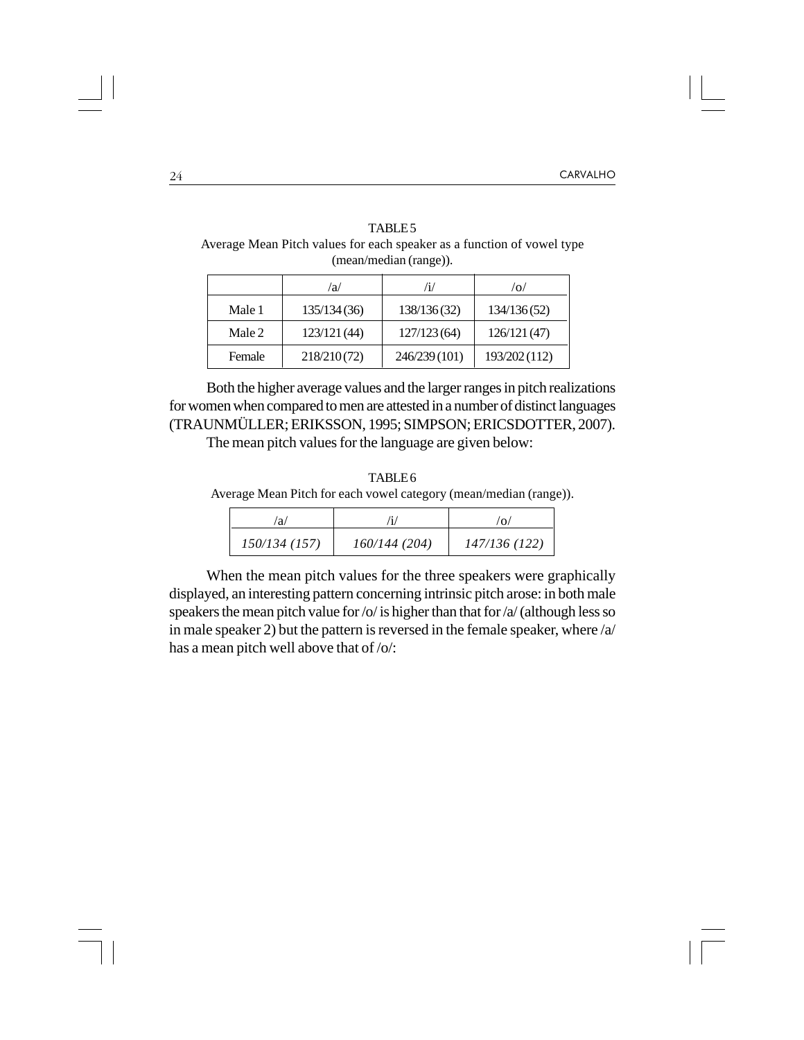TABLE 5
Average Mean Pitch values for each speaker as a function of vowel type (mean/median (range)).

| | /a/ | /i/ | /o/ |
|---|---|---|---|
| Male 1 | 135/134 (36) | 138/136 (32) | 134/136 (52) |
| Male 2 | 123/121 (44) | 127/123 (64) | 126/121 (47) |
| Female | 218/210 (72) | 246/239 (101) | 193/202 (112) |

Both the higher average values and the larger ranges in pitch realizations for women when compared to men are attested in a number of distinct languages (TRAUNMÜLLER; ERIKSSON, 1995; SIMPSON; ERICSDOTTER, 2007).

The mean pitch values for the language are given below:

TABLE 6
Average Mean Pitch for each vowel category (mean/median (range)).

| /a/ | /i/ | /o/ |
|---|---|---|
| *150/134 (157)* | *160/144 (204)* | *147/136 (122)* |

When the mean pitch values for the three speakers were graphically displayed, an interesting pattern concerning intrinsic pitch arose: in both male speakers the mean pitch value for /o/ is higher than that for /a/ (although less so in male speaker 2) but the pattern is reversed in the female speaker, where /a/ has a mean pitch well above that of /o/: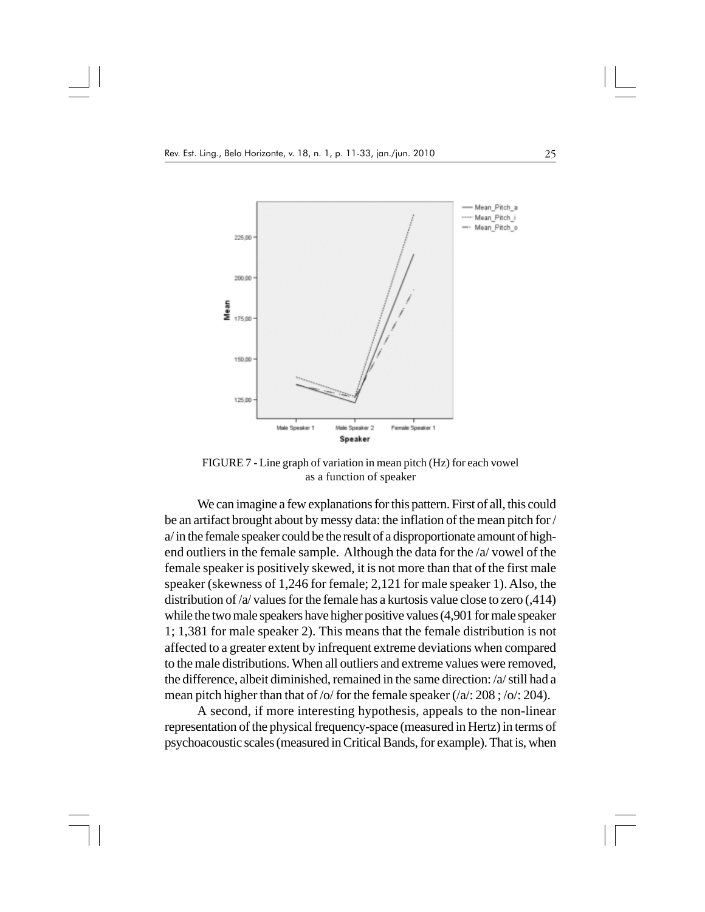FIGURE 7 - Line graph of variation in mean pitch (Hz) for each vowel as a function of speaker

We can imagine a few explanations for this pattern. First of all, this could be an artifact brought about by messy data: the inflation of the mean pitch for /a/ in the female speaker could be the result of a disproportionate amount of high-end outliers in the female sample. Although the data for the /a/ vowel of the female speaker is positively skewed, it is not more than that of the first male speaker (skewness of 1,246 for female; 2,121 for male speaker 1). Also, the distribution of /a/ values for the female has a kurtosis value close to zero (,414) while the two male speakers have higher positive values (4,901 for male speaker 1; 1,381 for male speaker 2). This means that the female distribution is not affected to a greater extent by infrequent extreme deviations when compared to the male distributions. When all outliers and extreme values were removed, the difference, albeit diminished, remained in the same direction: /a/ still had a mean pitch higher than that of /o/ for the female speaker (/a/: 208 ; /o/: 204).

A second, if more interesting hypothesis, appeals to the non-linear representation of the physical frequency-space (measured in Hertz) in terms of psychoacoustic scales (measured in Critical Bands, for example). That is, when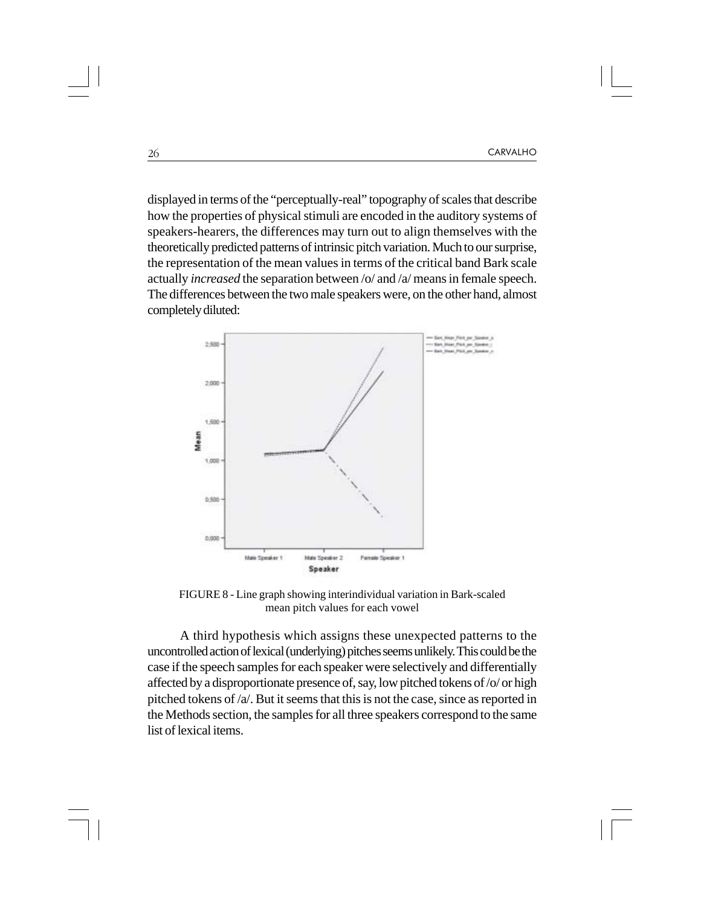displayed in terms of the "perceptually-real" topography of scales that describe how the properties of physical stimuli are encoded in the auditory systems of speakers-hearers, the differences may turn out to align themselves with the theoretically predicted patterns of intrinsic pitch variation. Much to our surprise, the representation of the mean values in terms of the critical band Bark scale actually *increased* the separation between /o/ and /a/ means in female speech. The differences between the two male speakers were, on the other hand, almost completely diluted:

FIGURE 8 - Line graph showing interindividual variation in Bark-scaled mean pitch values for each vowel

A third hypothesis which assigns these unexpected patterns to the uncontrolled action of lexical (underlying) pitches seems unlikely. This could be the case if the speech samples for each speaker were selectively and differentially affected by a disproportionate presence of, say, low pitched tokens of /o/ or high pitched tokens of /a/. But it seems that this is not the case, since as reported in the Methods section, the samples for all three speakers correspond to the same list of lexical items.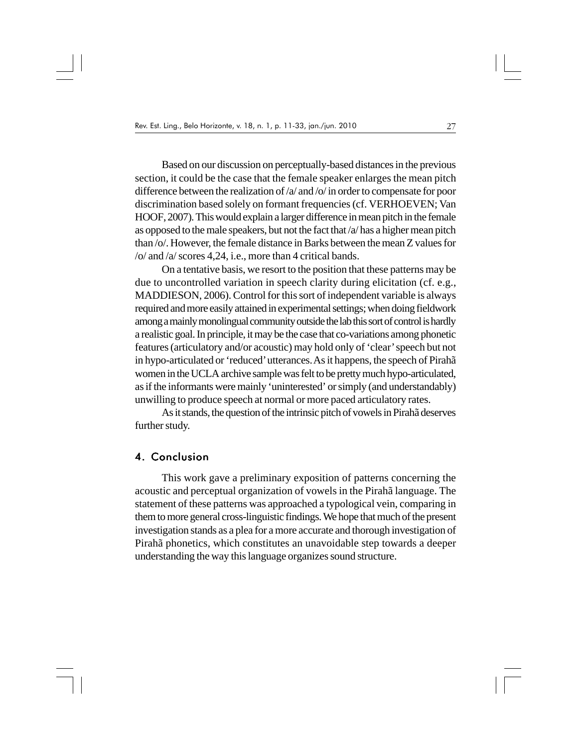Based on our discussion on perceptually-based distances in the previous section, it could be the case that the female speaker enlarges the mean pitch difference between the realization of /a/ and /o/ in order to compensate for poor discrimination based solely on formant frequencies (cf. VERHOEVEN; Van HOOF, 2007). This would explain a larger difference in mean pitch in the female as opposed to the male speakers, but not the fact that /a/ has a higher mean pitch than /o/. However, the female distance in Barks between the mean Z values for /o/ and /a/ scores 4,24, i.e., more than 4 critical bands.

On a tentative basis, we resort to the position that these patterns may be due to uncontrolled variation in speech clarity during elicitation (cf. e.g., MADDIESON, 2006). Control for this sort of independent variable is always required and more easily attained in experimental settings; when doing fieldwork among a mainly monolingual community outside the lab this sort of control is hardly a realistic goal. In principle, it may be the case that co-variations among phonetic features (articulatory and/or acoustic) may hold only of 'clear' speech but not in hypo-articulated or 'reduced' utterances. As it happens, the speech of Pirahã women in the UCLA archive sample was felt to be pretty much hypo-articulated, as if the informants were mainly 'uninterested' or simply (and understandably) unwilling to produce speech at normal or more paced articulatory rates.

As it stands, the question of the intrinsic pitch of vowels in Pirahã deserves further study.

## 4. Conclusion

This work gave a preliminary exposition of patterns concerning the acoustic and perceptual organization of vowels in the Pirahã language. The statement of these patterns was approached a typological vein, comparing in them to more general cross-linguistic findings. We hope that much of the present investigation stands as a plea for a more accurate and thorough investigation of Pirahã phonetics, which constitutes an unavoidable step towards a deeper understanding the way this language organizes sound structure.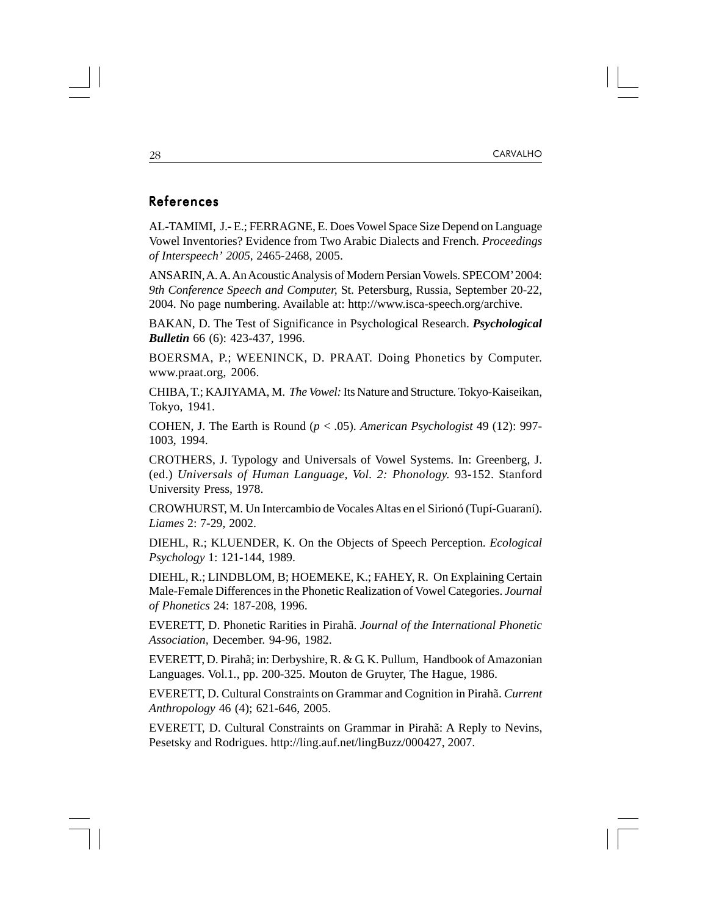## References

AL-TAMIMI, J.- E.; FERRAGNE, E. Does Vowel Space Size Depend on Language Vowel Inventories? Evidence from Two Arabic Dialects and French. *Proceedings of Interspeech' 2005*, 2465-2468, 2005.

ANSARIN, A. A. An Acoustic Analysis of Modern Persian Vowels. SPECOM' 2004: *9th Conference Speech and Computer*, St. Petersburg, Russia, September 20-22, 2004. No page numbering. Available at: http://www.isca-speech.org/archive.

BAKAN, D. The Test of Significance in Psychological Research. ***Psychological Bulletin*** 66 (6): 423-437, 1996.

BOERSMA, P.; WEENINCK, D. PRAAT. Doing Phonetics by Computer. www.praat.org, 2006.

CHIBA, T.; KAJIYAMA, M. *The Vowel:* Its Nature and Structure. Tokyo-Kaiseikan, Tokyo, 1941.

COHEN, J. The Earth is Round ($p < .05$). *American Psychologist* 49 (12): 997-1003, 1994.

CROTHERS, J. Typology and Universals of Vowel Systems. In: Greenberg, J. (ed.) *Universals of Human Language, Vol. 2: Phonology.* 93-152. Stanford University Press, 1978.

CROWHURST, M. Un Intercambio de Vocales Altas en el Sirionó (Tupí-Guaraní). *Liames* 2: 7-29, 2002.

DIEHL, R.; KLUENDER, K. On the Objects of Speech Perception. *Ecological Psychology* 1: 121-144, 1989.

DIEHL, R.; LINDBLOM, B; HOEMEKE, K.; FAHEY, R. On Explaining Certain Male-Female Differences in the Phonetic Realization of Vowel Categories. *Journal of Phonetics* 24: 187-208, 1996.

EVERETT, D. Phonetic Rarities in Pirahã. *Journal of the International Phonetic Association*, December. 94-96, 1982.

EVERETT, D. Pirahã; in: Derbyshire, R. & G. K. Pullum, Handbook of Amazonian Languages. Vol.1., pp. 200-325. Mouton de Gruyter, The Hague, 1986.

EVERETT, D. Cultural Constraints on Grammar and Cognition in Pirahã. *Current Anthropology* 46 (4); 621-646, 2005.

EVERETT, D. Cultural Constraints on Grammar in Pirahã: A Reply to Nevins, Pesetsky and Rodrigues. http://ling.auf.net/lingBuzz/000427, 2007.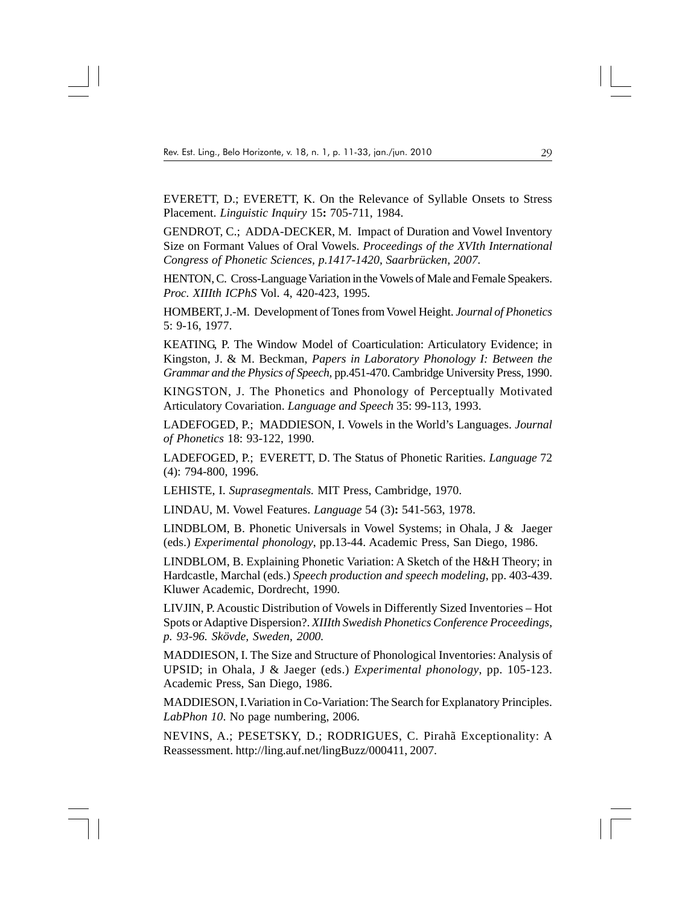EVERETT, D.; EVERETT, K. On the Relevance of Syllable Onsets to Stress Placement. *Linguistic Inquiry* 15**:** 705-711, 1984.

GENDROT, C.; ADDA-DECKER, M. Impact of Duration and Vowel Inventory Size on Formant Values of Oral Vowels. *Proceedings of the XVIth International Congress of Phonetic Sciences, p.1417-1420, Saarbrücken, 2007.*

HENTON, C. Cross-Language Variation in the Vowels of Male and Female Speakers. *Proc. XIIIth ICPhS* Vol. 4, 420-423, 1995.

HOMBERT, J.-M. Development of Tones from Vowel Height. *Journal of Phonetics* 5: 9-16, 1977.

KEATING, P. The Window Model of Coarticulation: Articulatory Evidence; in Kingston, J. & M. Beckman, *Papers in Laboratory Phonology I: Between the Grammar and the Physics of Speech,* pp.451-470. Cambridge University Press, 1990.

KINGSTON, J. The Phonetics and Phonology of Perceptually Motivated Articulatory Covariation. *Language and Speech* 35: 99-113, 1993.

LADEFOGED, P.; MADDIESON, I. Vowels in the World's Languages. *Journal of Phonetics* 18: 93-122, 1990.

LADEFOGED, P.; EVERETT, D. The Status of Phonetic Rarities. *Language* 72 (4): 794-800, 1996.

LEHISTE, I. *Suprasegmentals.* MIT Press, Cambridge, 1970.

LINDAU, M. Vowel Features. *Language* 54 (3)**:** 541-563, 1978.

LINDBLOM, B. Phonetic Universals in Vowel Systems; in Ohala, J & Jaeger (eds.) *Experimental phonology*, pp.13-44. Academic Press, San Diego, 1986.

LINDBLOM, B. Explaining Phonetic Variation: A Sketch of the H&H Theory; in Hardcastle, Marchal (eds.) *Speech production and speech modeling*, pp. 403-439. Kluwer Academic, Dordrecht, 1990.

LIVJIN, P. Acoustic Distribution of Vowels in Differently Sized Inventories – Hot Spots or Adaptive Dispersion?. *XIIIth Swedish Phonetics Conference Proceedings, p. 93-96. Skövde, Sweden, 2000.*

MADDIESON, I. The Size and Structure of Phonological Inventories: Analysis of UPSID; in Ohala, J & Jaeger (eds.) *Experimental phonology*, pp. 105-123. Academic Press, San Diego, 1986.

MADDIESON, I. Variation in Co-Variation: The Search for Explanatory Principles. *LabPhon 10*. No page numbering, 2006.

NEVINS, A.; PESETSKY, D.; RODRIGUES, C. Pirahã Exceptionality: A Reassessment. http://ling.auf.net/lingBuzz/000411, 2007.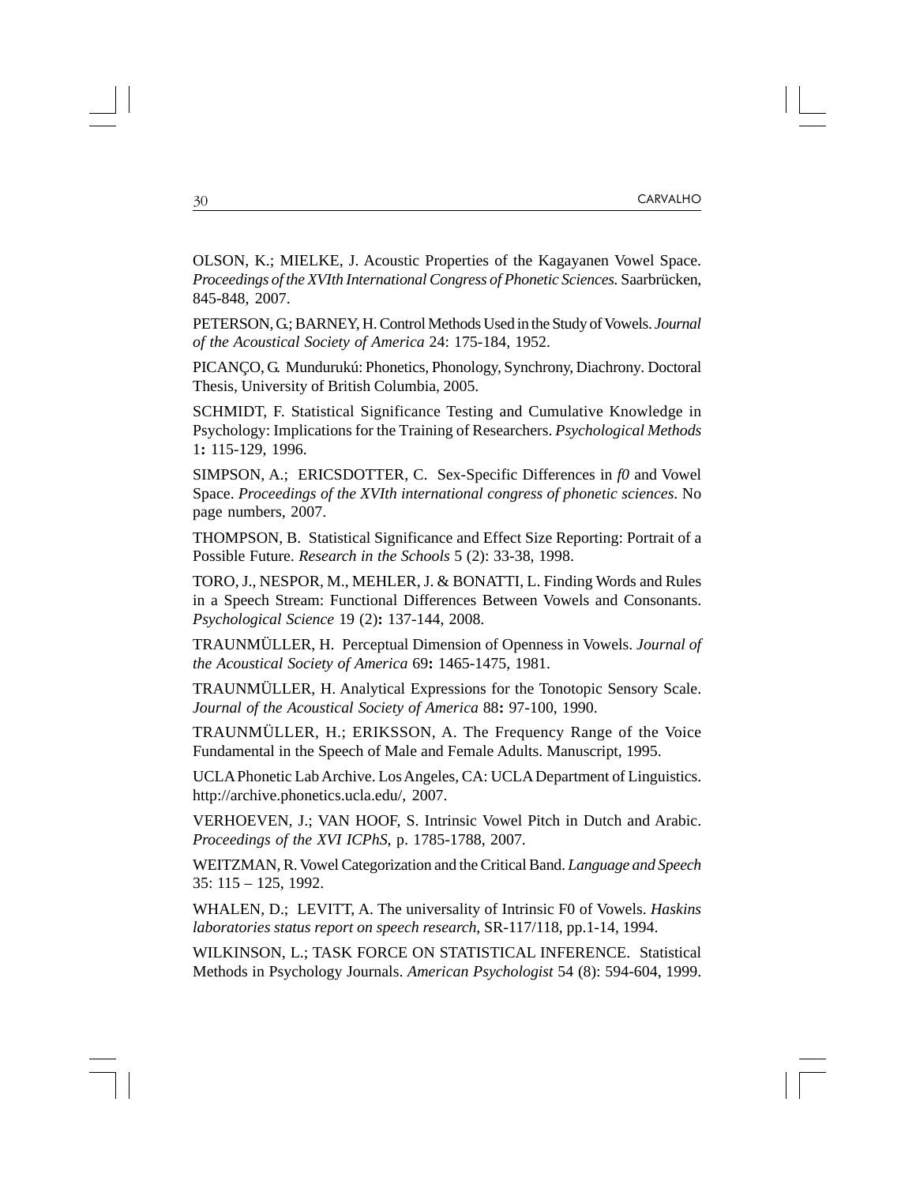OLSON, K.; MIELKE, J. Acoustic Properties of the Kagayanen Vowel Space. *Proceedings of the XVIth International Congress of Phonetic Sciences.* Saarbrücken, 845-848, 2007.

PETERSON, G.; BARNEY, H. Control Methods Used in the Study of Vowels. *Journal of the Acoustical Society of America* 24: 175-184, 1952.

PICANÇO, G. Mundurukú: Phonetics, Phonology, Synchrony, Diachrony. Doctoral Thesis, University of British Columbia, 2005.

SCHMIDT, F. Statistical Significance Testing and Cumulative Knowledge in Psychology: Implications for the Training of Researchers. *Psychological Methods* 1**:** 115-129, 1996.

SIMPSON, A.; ERICSDOTTER, C. Sex-Specific Differences in *f0* and Vowel Space. *Proceedings of the XVIth international congress of phonetic sciences*. No page numbers, 2007.

THOMPSON, B. Statistical Significance and Effect Size Reporting: Portrait of a Possible Future. *Research in the Schools* 5 (2): 33-38, 1998.

TORO, J., NESPOR, M., MEHLER, J. & BONATTI, L. Finding Words and Rules in a Speech Stream: Functional Differences Between Vowels and Consonants. *Psychological Science* 19 (2)**:** 137-144, 2008.

TRAUNMÜLLER, H. Perceptual Dimension of Openness in Vowels. *Journal of the Acoustical Society of America* 69**:** 1465-1475, 1981.

TRAUNMÜLLER, H. Analytical Expressions for the Tonotopic Sensory Scale. *Journal of the Acoustical Society of America* 88**:** 97-100, 1990.

TRAUNMÜLLER, H.; ERIKSSON, A. The Frequency Range of the Voice Fundamental in the Speech of Male and Female Adults. Manuscript, 1995.

UCLA Phonetic Lab Archive. Los Angeles, CA: UCLA Department of Linguistics. http://archive.phonetics.ucla.edu/, 2007.

VERHOEVEN, J.; VAN HOOF, S. Intrinsic Vowel Pitch in Dutch and Arabic. *Proceedings of the XVI ICPhS*, p. 1785-1788, 2007.

WEITZMAN, R. Vowel Categorization and the Critical Band. *Language and Speech* 35: 115 – 125, 1992.

WHALEN, D.; LEVITT, A. The universality of Intrinsic F0 of Vowels. *Haskins laboratories status report on speech research*, SR-117/118, pp.1-14, 1994.

WILKINSON, L.; TASK FORCE ON STATISTICAL INFERENCE. Statistical Methods in Psychology Journals. *American Psychologist* 54 (8): 594-604, 1999.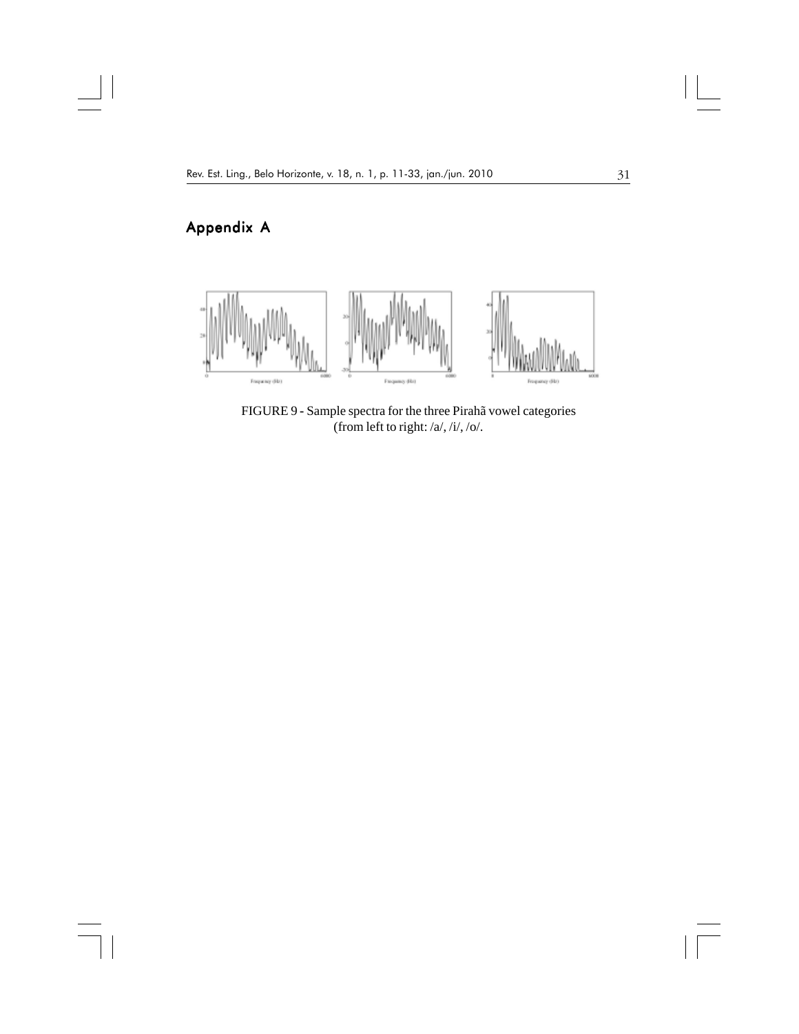## Appendix A

FIGURE 9 - Sample spectra for the three Pirahã vowel categories (from left to right: /a/, /i/, /o/.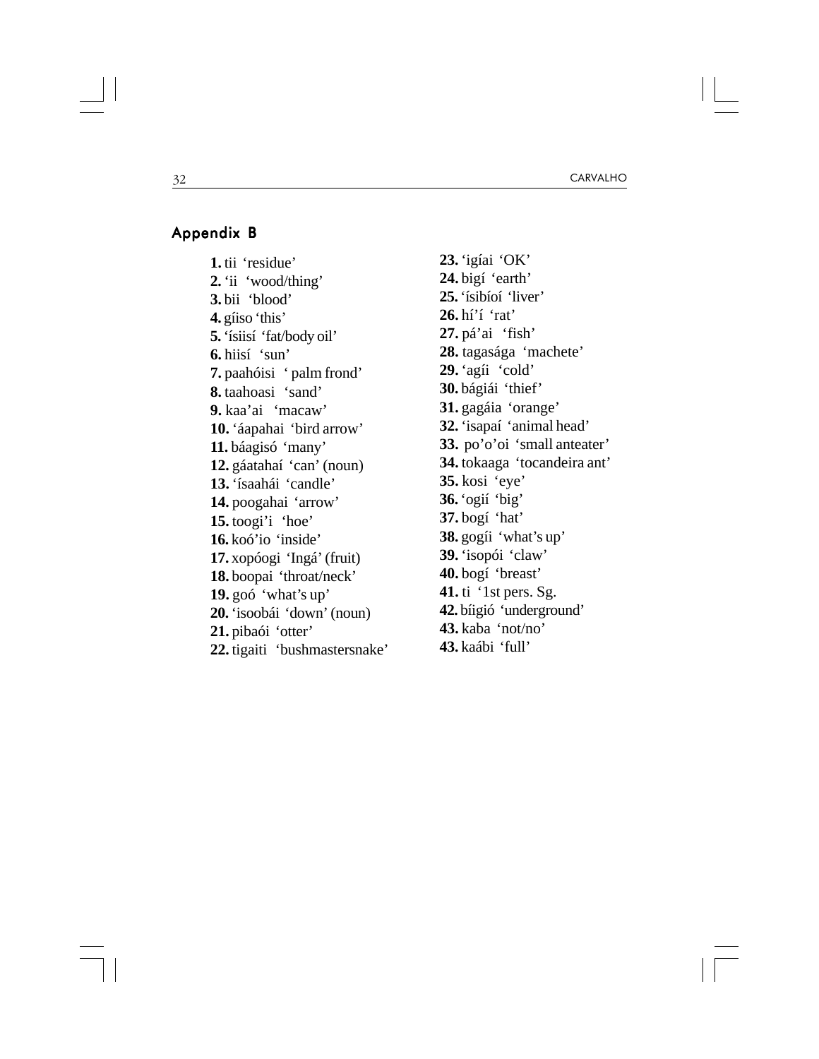## Appendix B

**1.** tii ‘residue’
**2.** ‘ii ‘wood/thing’
**3.** bii ‘blood’
**4.** gíiso ‘this’
**5.** ‘ísiisí ‘fat/body oil’
**6.** hiisí ‘sun’
**7.** paahóisi ‘ palm frond’
**8.** taahoasi ‘sand’
**9.** kaa’ai ‘macaw’
**10.** ‘áapahai ‘bird arrow’
**11.** báagisó ‘many’
**12.** gáatahaí ‘can’ (noun)
**13.** ‘ísaahái ‘candle’
**14.** poogahai ‘arrow’
**15.** toogi’i ‘hoe’
**16.** koó’io ‘inside’
**17.** xopóogi ‘Ingá’ (fruit)
**18.** boopai ‘throat/neck’
**19.** goó ‘what’s up’
**20.** ‘isoobái ‘down’ (noun)
**21.** pibaói ‘otter’
**22.** tigaiti ‘bushmastersnake’
**23.** ‘igíai ‘OK’
**24.** bigí ‘earth’
**25.** ‘ísibíoí ‘liver’
**26.** hí’í ‘rat’
**27.** pá’ai ‘fish’
**28.** tagasága ‘machete’
**29.** ‘agíi ‘cold’
**30.** bágiái ‘thief’
**31.** gagáia ‘orange’
**32.** ‘isapaí ‘animal head’
**33.** po’o’oi ‘small anteater’
**34.** tokaaga ‘tocandeira ant’
**35.** kosi ‘eye’
**36.** ‘ogií ‘big’
**37.** bogí ‘hat’
**38.** gogíi ‘what’s up’
**39.** ‘isopói ‘claw’
**40.** bogí ‘breast’
**41.** ti ‘1st pers. Sg.
**42.** bíigió ‘underground’
**43.** kaba ‘not/no’
**43.** kaábi ‘full’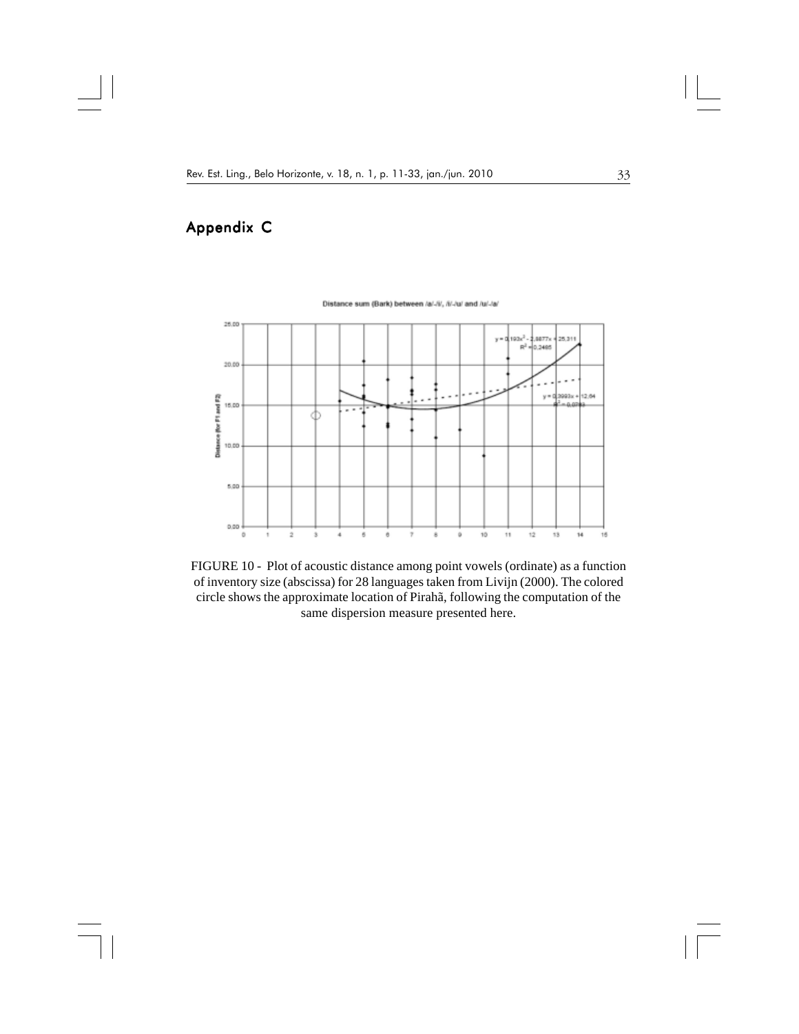## Appendix C

Distance sum (Bark) between /a/-/i/, /i/-/u/ and /u/-/a/

Distance (for F1 and F2)

25,00
20,00
15,00
10,00
5,00
0,00

0 1 2 3 4 5 6 7 8 9 10 11 12 13 14 15

y = 0,193x² - 2,8877x + 25,311
R² = 0,2485

y = 0,3993x + 12,64
R² = 0,0783

FIGURE 10 - Plot of acoustic distance among point vowels (ordinate) as a function of inventory size (abscissa) for 28 languages taken from Livijn (2000). The colored circle shows the approximate location of Pirahã, following the computation of the same dispersion measure presented here.